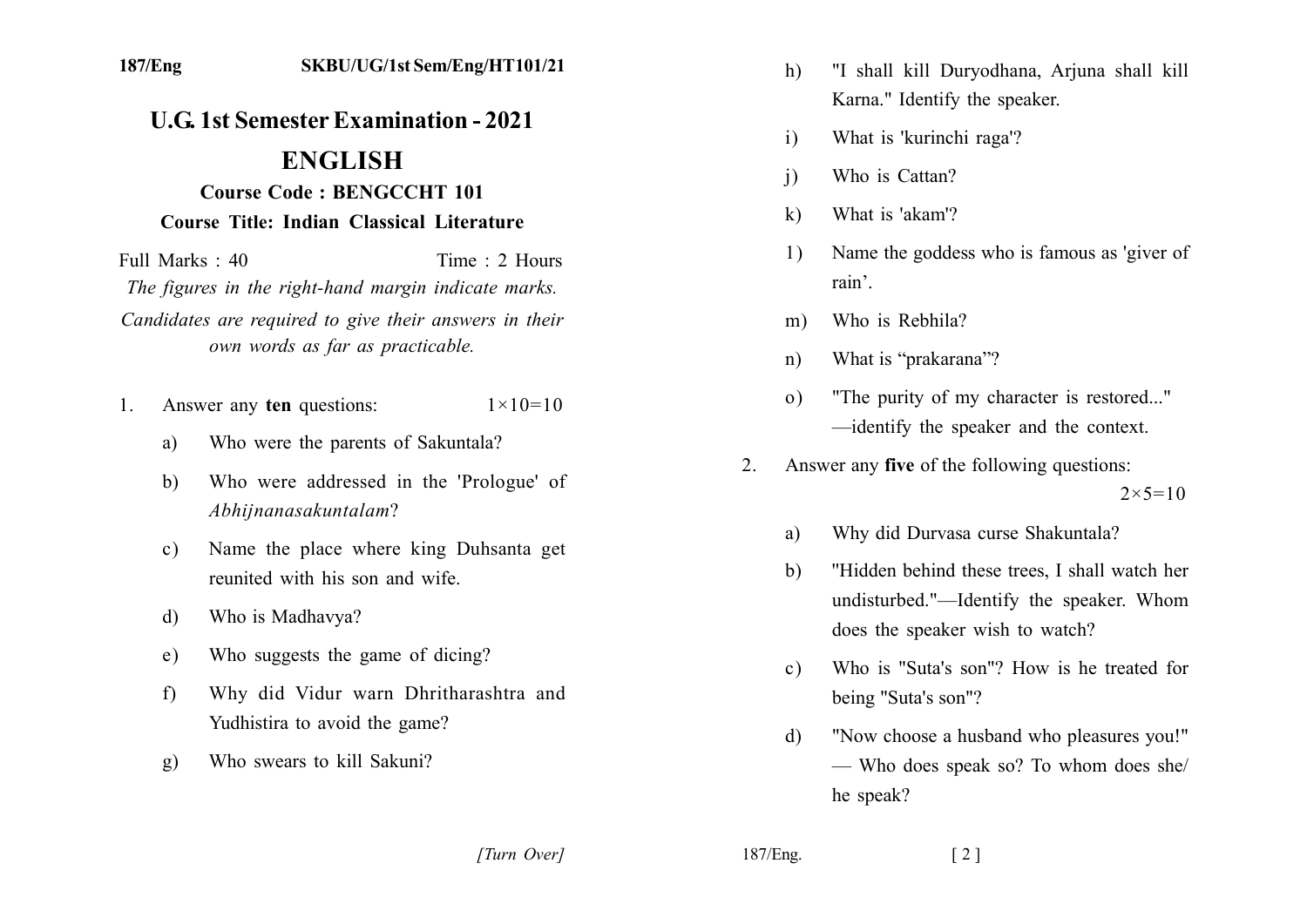# U.G. 1st Semester Examination - 2021

## ENGLISH

### Course Code : BENGCCHT 101

### Course Title: Indian Classical Literature

Full Marks : 40 Time : 2 Hours

*The figures in the right-hand margin indicate marks.*

*Candidates are required to give their answers in their own words as far as practicable.*

1. Answer any **ten** questions: $1\times10=10$

   a) Who were the parents of Sakuntala?

   b) Who were addressed in the 'Prologue' of *Abhijnanasakuntalam*?

   c) Name the place where king Duhsanta get reunited with his son and wife.

   d) Who is Madhavya?

   e) Who suggests the game of dicing?

   f) Why did Vidur warn Dhritharashtra and Yudhistira to avoid the game?

   g) Who swears to kill Sakuni?

   h) "I shall kill Duryodhana, Arjuna shall kill Karna." Identify the speaker.

   i) What is 'kurinchi raga'?

   j) Who is Cattan?

   k) What is 'akam'?

   l) Name the goddess who is famous as 'giver of rain'.

   m) Who is Rebhila?

   n) What is "prakarana"?

   o) "The purity of my character is restored..." —identify the speaker and the context.

2. Answer any **five** of the following questions: $2\times5=10$

   a) Why did Durvasa curse Shakuntala?

   b) "Hidden behind these trees, I shall watch her undisturbed."—Identify the speaker. Whom does the speaker wish to watch?

   c) Who is "Suta's son"? How is he treated for being "Suta's son"?

   d) "Now choose a husband who pleasures you!" — Who does speak so? To whom does she/he speak?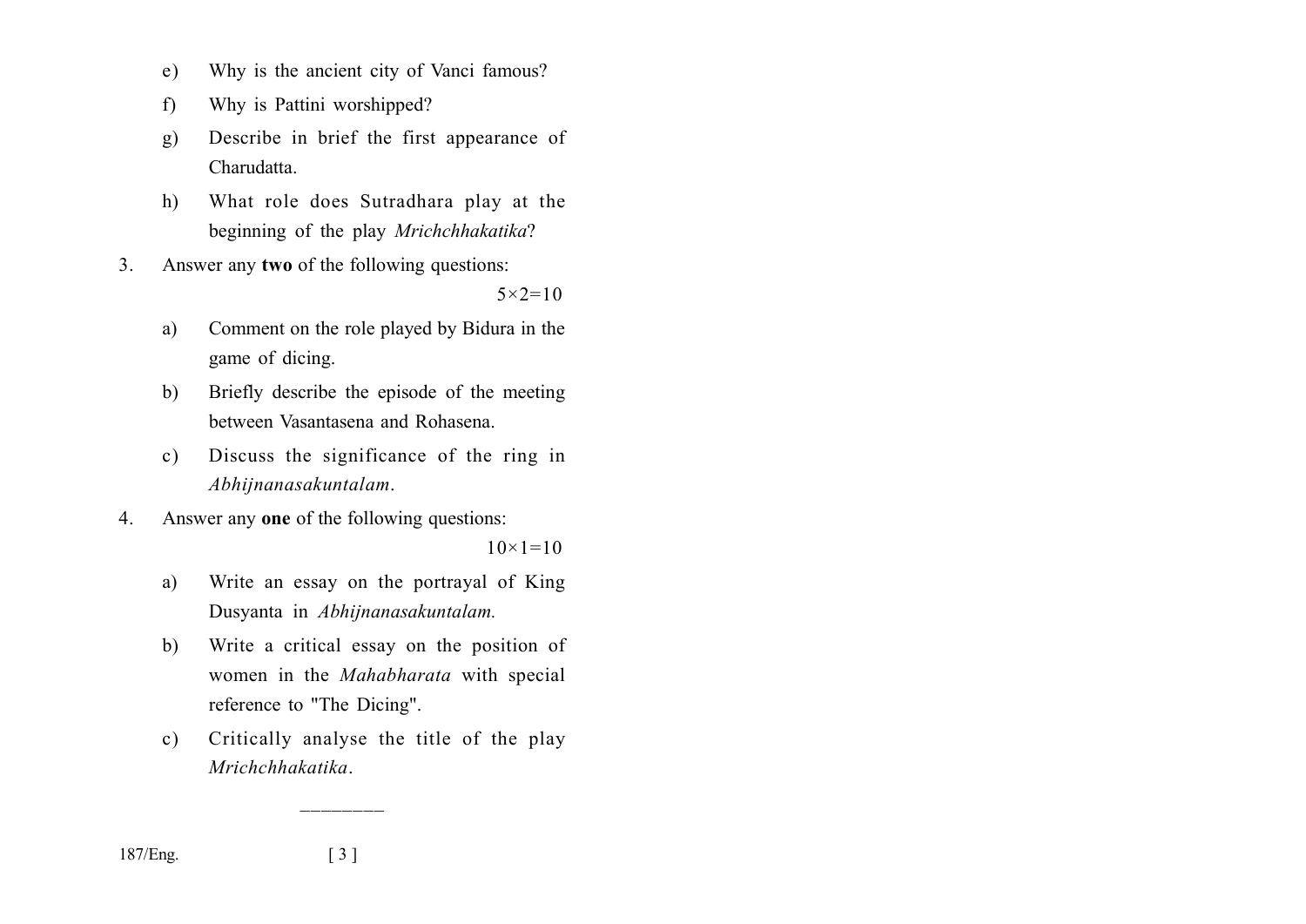e) Why is the ancient city of Vanci famous?

f) Why is Pattini worshipped?

g) Describe in brief the first appearance of Charudatta.

h) What role does Sutradhara play at the beginning of the play *Mrichchhakatika*?

3. Answer any **two** of the following questions:

5×2=10

a) Comment on the role played by Bidura in the game of dicing.

b) Briefly describe the episode of the meeting between Vasantasena and Rohasena.

c) Discuss the significance of the ring in *Abhijnanasakuntalam*.

4. Answer any **one** of the following questions:

10×1=10

a) Write an essay on the portrayal of King Dusyanta in *Abhijnanasakuntalam.*

b) Write a critical essay on the position of women in the *Mahabharata* with special reference to "The Dicing".

c) Critically analyse the title of the play *Mrichchhakatika*.

————————

187/Eng.